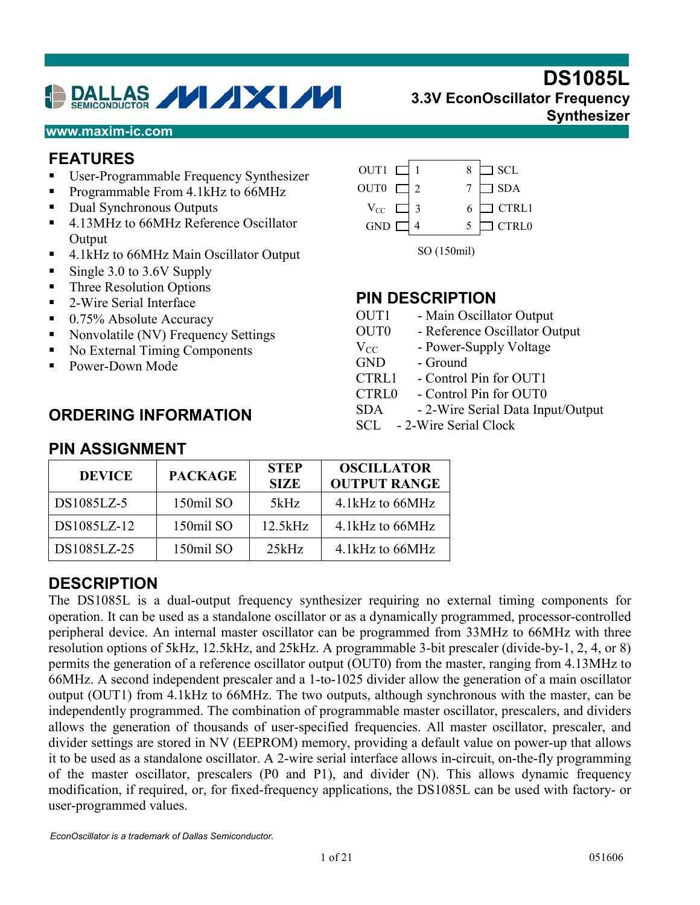# DS1085L

## 3.3V EconOscillator Frequency Synthesizer

www.maxim-ic.com

## FEATURES

- User-Programmable Frequency Synthesizer
- Programmable From 4.1kHz to 66MHz
- Dual Synchronous Outputs
- 4.13MHz to 66MHz Reference Oscillator Output
- 4.1kHz to 66MHz Main Oscillator Output
- Single 3.0 to 3.6V Supply
- Three Resolution Options
- 2-Wire Serial Interface
- 0.75% Absolute Accuracy
- Nonvolatile (NV) Frequency Settings
- No External Timing Components
- Power-Down Mode

## PIN ASSIGNMENT

| Pin | Name | Pin | Name |
|---|---|---|---|
| 1 | OUT1 | 8 | SCL |
| 2 | OUT0 | 7 | SDA |
| 3 | $V_{CC}$ | 6 | CTRL1 |
| 4 | GND | 5 | CTRL0 |

SO (150mil)

## PIN DESCRIPTION

OUT1 - Main Oscillator Output
OUT0 - Reference Oscillator Output
$V_{CC}$ - Power-Supply Voltage
GND - Ground
CTRL1 - Control Pin for OUT1
CTRL0 - Control Pin for OUT0
SDA - 2-Wire Serial Data Input/Output
SCL - 2-Wire Serial Clock

## ORDERING INFORMATION

| DEVICE | PACKAGE | STEP SIZE | OSCILLATOR OUTPUT RANGE |
|---|---|---|---|
| DS1085LZ-5 | 150mil SO | 5kHz | 4.1kHz to 66MHz |
| DS1085LZ-12 | 150mil SO | 12.5kHz | 4.1kHz to 66MHz |
| DS1085LZ-25 | 150mil SO | 25kHz | 4.1kHz to 66MHz |

## DESCRIPTION

The DS1085L is a dual-output frequency synthesizer requiring no external timing components for operation. It can be used as a standalone oscillator or as a dynamically programmed, processor-controlled peripheral device. An internal master oscillator can be programmed from 33MHz to 66MHz with three resolution options of 5kHz, 12.5kHz, and 25kHz. A programmable 3-bit prescaler (divide-by-1, 2, 4, or 8) permits the generation of a reference oscillator output (OUT0) from the master, ranging from 4.13MHz to 66MHz. A second independent prescaler and a 1-to-1025 divider allow the generation of a main oscillator output (OUT1) from 4.1kHz to 66MHz. The two outputs, although synchronous with the master, can be independently programmed. The combination of programmable master oscillator, prescalers, and dividers allows the generation of thousands of user-specified frequencies. All master oscillator, prescaler, and divider settings are stored in NV (EEPROM) memory, providing a default value on power-up that allows it to be used as a standalone oscillator. A 2-wire serial interface allows in-circuit, on-the-fly programming of the master oscillator, prescalers (P0 and P1), and divider (N). This allows dynamic frequency modification, if required, or, for fixed-frequency applications, the DS1085L can be used with factory- or user-programmed values.

*EconOscillator is a trademark of Dallas Semiconductor.*

051606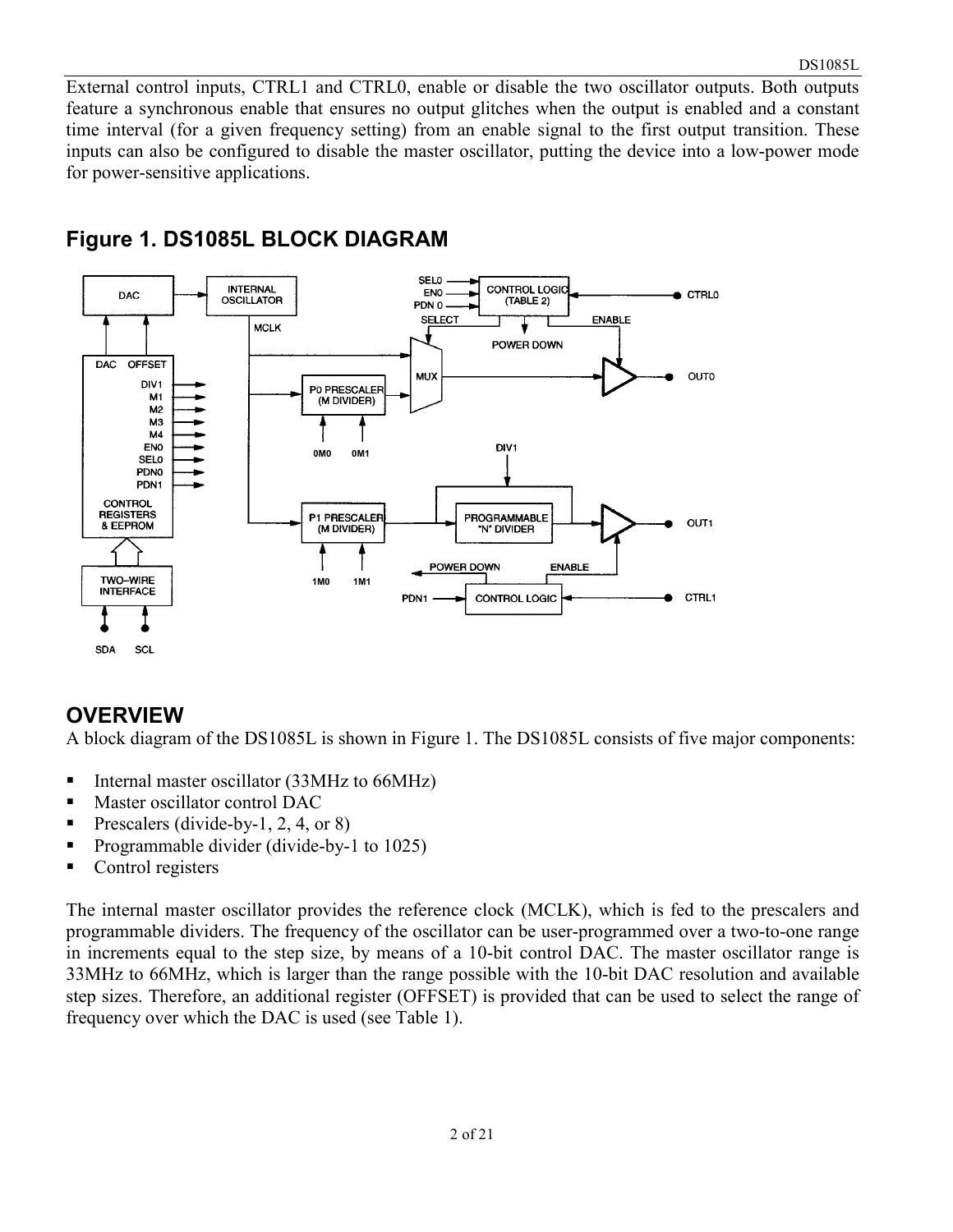External control inputs, CTRL1 and CTRL0, enable or disable the two oscillator outputs. Both outputs feature a synchronous enable that ensures no output glitches when the output is enabled and a constant time interval (for a given frequency setting) from an enable signal to the first output transition. These inputs can also be configured to disable the master oscillator, putting the device into a low-power mode for power-sensitive applications.

## Figure 1. DS1085L BLOCK DIAGRAM

## OVERVIEW

A block diagram of the DS1085L is shown in Figure 1. The DS1085L consists of five major components:

- Internal master oscillator (33MHz to 66MHz)
- Master oscillator control DAC
- Prescalers (divide-by-1, 2, 4, or 8)
- Programmable divider (divide-by-1 to 1025)
- Control registers

The internal master oscillator provides the reference clock (MCLK), which is fed to the prescalers and programmable dividers. The frequency of the oscillator can be user-programmed over a two-to-one range in increments equal to the step size, by means of a 10-bit control DAC. The master oscillator range is 33MHz to 66MHz, which is larger than the range possible with the 10-bit DAC resolution and available step sizes. Therefore, an additional register (OFFSET) is provided that can be used to select the range of frequency over which the DAC is used (see Table 1).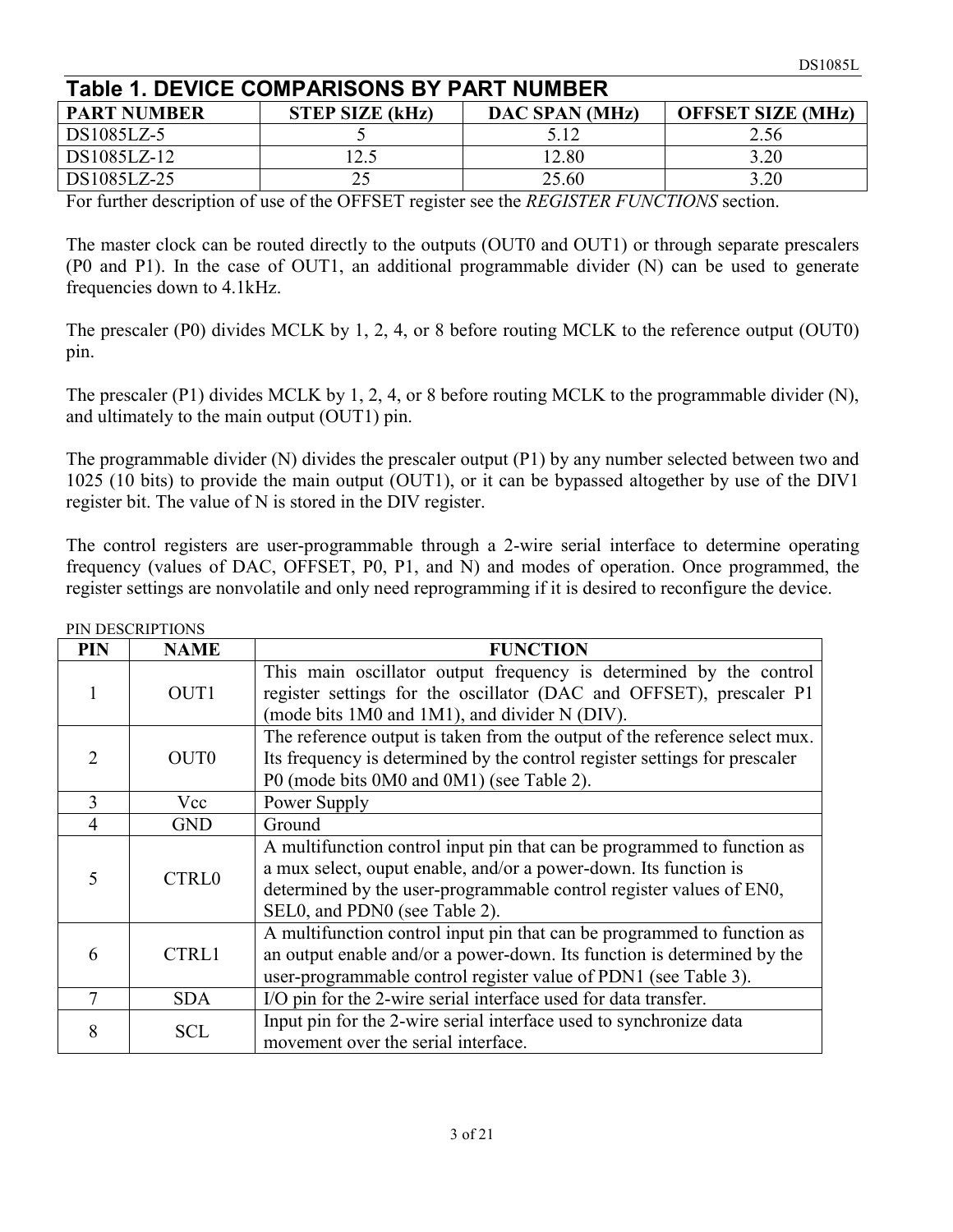## Table 1. DEVICE COMPARISONS BY PART NUMBER

| PART NUMBER | STEP SIZE (kHz) | DAC SPAN (MHz) | OFFSET SIZE (MHz) |
|---|---|---|---|
| DS1085LZ-5 | 5 | 5.12 | 2.56 |
| DS1085LZ-12 | 12.5 | 12.80 | 3.20 |
| DS1085LZ-25 | 25 | 25.60 | 3.20 |

For further description of use of the OFFSET register see the *REGISTER FUNCTIONS* section.

The master clock can be routed directly to the outputs (OUT0 and OUT1) or through separate prescalers (P0 and P1). In the case of OUT1, an additional programmable divider (N) can be used to generate frequencies down to 4.1kHz.

The prescaler (P0) divides MCLK by 1, 2, 4, or 8 before routing MCLK to the reference output (OUT0) pin.

The prescaler (P1) divides MCLK by 1, 2, 4, or 8 before routing MCLK to the programmable divider (N), and ultimately to the main output (OUT1) pin.

The programmable divider (N) divides the prescaler output (P1) by any number selected between two and 1025 (10 bits) to provide the main output (OUT1), or it can be bypassed altogether by use of the DIV1 register bit. The value of N is stored in the DIV register.

The control registers are user-programmable through a 2-wire serial interface to determine operating frequency (values of DAC, OFFSET, P0, P1, and N) and modes of operation. Once programmed, the register settings are nonvolatile and only need reprogramming if it is desired to reconfigure the device.

PIN DESCRIPTIONS

| PIN | NAME | FUNCTION |
|---|---|---|
| 1 | OUT1 | This main oscillator output frequency is determined by the control register settings for the oscillator (DAC and OFFSET), prescaler P1 (mode bits 1M0 and 1M1), and divider N (DIV). |
| 2 | OUT0 | The reference output is taken from the output of the reference select mux. Its frequency is determined by the control register settings for prescaler P0 (mode bits 0M0 and 0M1) (see Table 2). |
| 3 | Vcc | Power Supply |
| 4 | GND | Ground |
| 5 | CTRL0 | A multifunction control input pin that can be programmed to function as a mux select, ouput enable, and/or a power-down. Its function is determined by the user-programmable control register values of EN0, SEL0, and PDN0 (see Table 2). |
| 6 | CTRL1 | A multifunction control input pin that can be programmed to function as an output enable and/or a power-down. Its function is determined by the user-programmable control register value of PDN1 (see Table 3). |
| 7 | SDA | I/O pin for the 2-wire serial interface used for data transfer. |
| 8 | SCL | Input pin for the 2-wire serial interface used to synchronize data movement over the serial interface. |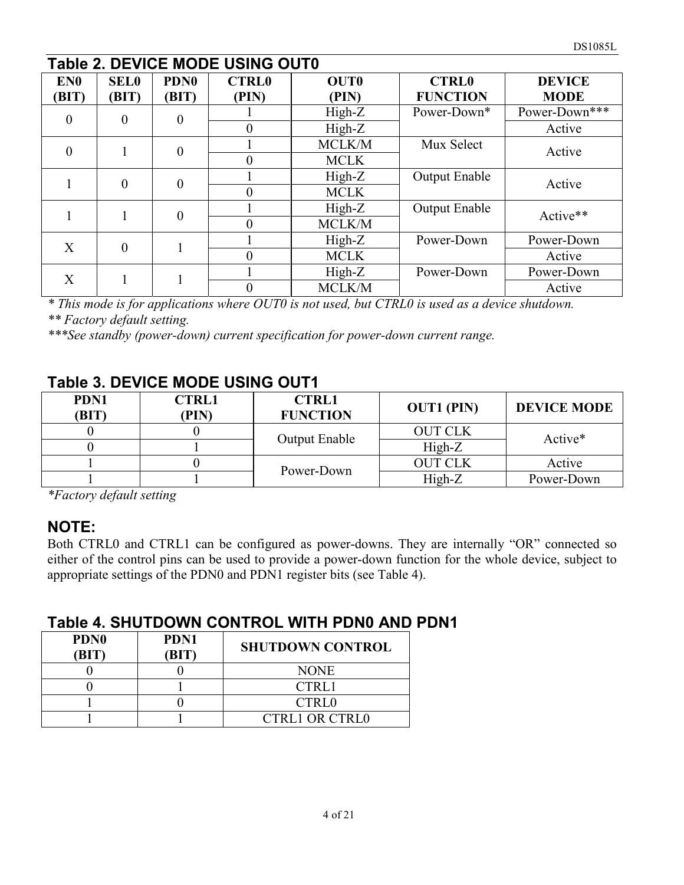## Table 2. DEVICE MODE USING OUT0

| EN0 (BIT) | SEL0 (BIT) | PDN0 (BIT) | CTRL0 (PIN) | OUT0 (PIN) | CTRL0 FUNCTION | DEVICE MODE |
|---|---|---|---|---|---|---|
| 0 | 0 | 0 | 1 | High-Z | Power-Down* | Power-Down*** |
| | | | 0 | High-Z | | Active |
| 0 | 1 | 0 | 1 | MCLK/M | Mux Select | Active |
| | | | 0 | MCLK | | |
| 1 | 0 | 0 | 1 | High-Z | Output Enable | Active |
| | | | 0 | MCLK | | |
| 1 | 1 | 0 | 1 | High-Z | Output Enable | Active** |
| | | | 0 | MCLK/M | | |
| X | 0 | 1 | 1 | High-Z | Power-Down | Power-Down |
| | | | 0 | MCLK | | Active |
| X | 1 | 1 | 1 | High-Z | Power-Down | Power-Down |
| | | | 0 | MCLK/M | | Active |

*\* This mode is for applications where OUT0 is not used, but CTRL0 is used as a device shutdown.*

*\*\* Factory default setting.*

*\*\*\*See standby (power-down) current specification for power-down current range.*

## Table 3. DEVICE MODE USING OUT1

| PDN1 (BIT) | CTRL1 (PIN) | CTRL1 FUNCTION | OUT1 (PIN) | DEVICE MODE |
|---|---|---|---|---|
| 0 | 0 | Output Enable | OUT CLK | Active* |
| 0 | 1 | | High-Z | |
| 1 | 0 | Power-Down | OUT CLK | Active |
| 1 | 1 | | High-Z | Power-Down |

*\*Factory default setting*

## NOTE:

Both CTRL0 and CTRL1 can be configured as power-downs. They are internally "OR" connected so either of the control pins can be used to provide a power-down function for the whole device, subject to appropriate settings of the PDN0 and PDN1 register bits (see Table 4).

## Table 4. SHUTDOWN CONTROL WITH PDN0 AND PDN1

| PDN0 (BIT) | PDN1 (BIT) | SHUTDOWN CONTROL |
|---|---|---|
| 0 | 0 | NONE |
| 0 | 1 | CTRL1 |
| 1 | 0 | CTRL0 |
| 1 | 1 | CTRL1 OR CTRL0 |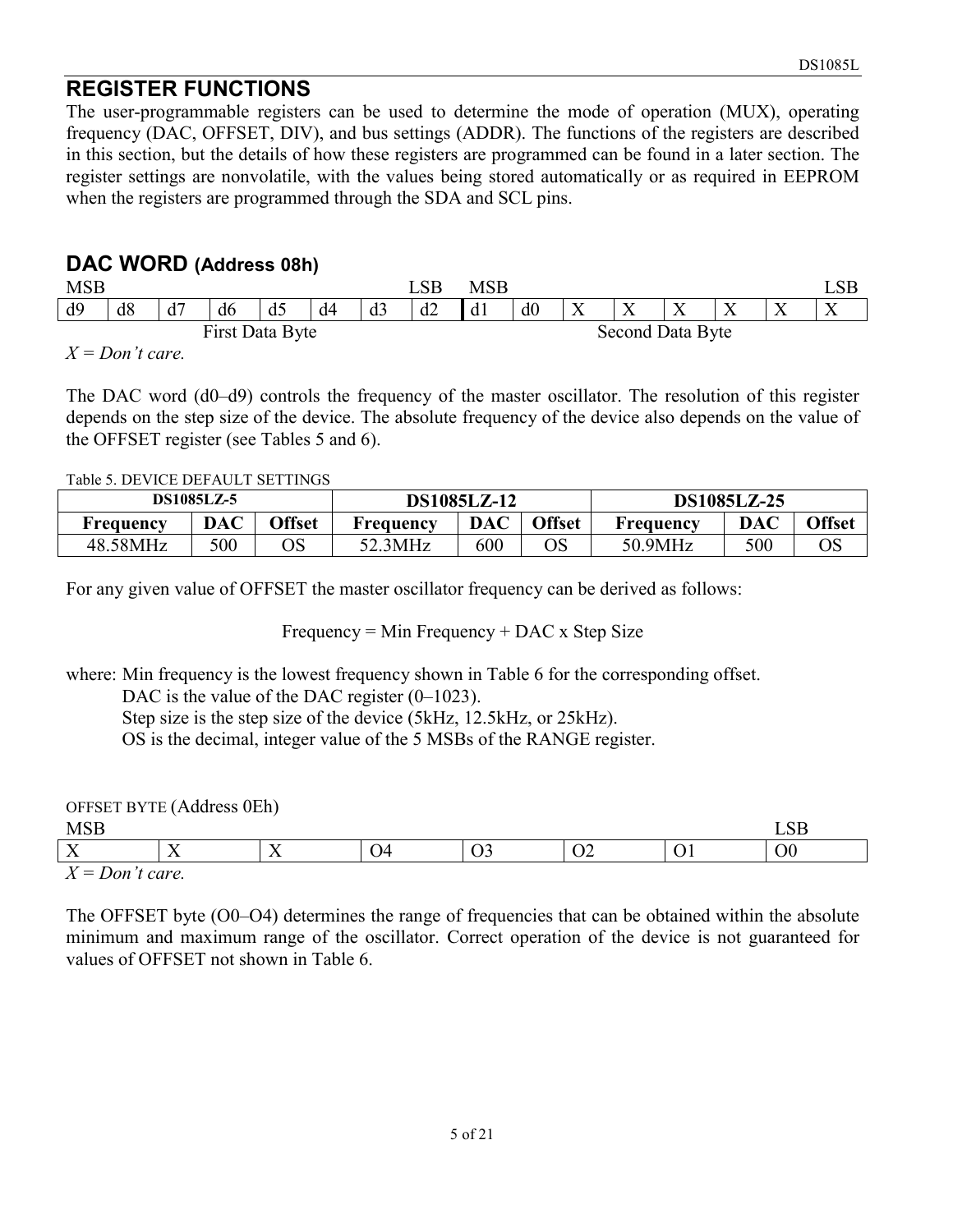## REGISTER FUNCTIONS

The user-programmable registers can be used to determine the mode of operation (MUX), operating frequency (DAC, OFFSET, DIV), and bus settings (ADDR). The functions of the registers are described in this section, but the details of how these registers are programmed can be found in a later section. The register settings are nonvolatile, with the values being stored automatically or as required in EEPROM when the registers are programmed through the SDA and SCL pins.

## DAC WORD (Address 08h)

| MSB | | | | | | | LSB | MSB | | | | | | | LSB |
|---|---|---|---|---|---|---|---|---|---|---|---|---|---|---|---|
| d9 | d8 | d7 | d6 | d5 | d4 | d3 | d2 | d1 | d0 | X | X | X | X | X | X |
| First Data Byte | | | | | | | | Second Data Byte | | | | | | | |

*X = Don't care.*

The DAC word (d0–d9) controls the frequency of the master oscillator. The resolution of this register depends on the step size of the device. The absolute frequency of the device also depends on the value of the OFFSET register (see Tables 5 and 6).

Table 5. DEVICE DEFAULT SETTINGS

| DS1085LZ-5 | | | DS1085LZ-12 | | | DS1085LZ-25 | | |
|---|---|---|---|---|---|---|---|---|
| **Frequency** | **DAC** | **Offset** | **Frequency** | **DAC** | **Offset** | **Frequency** | **DAC** | **Offset** |
| 48.58MHz | 500 | OS | 52.3MHz | 600 | OS | 50.9MHz | 500 | OS |

For any given value of OFFSET the master oscillator frequency can be derived as follows:

Frequency = Min Frequency + DAC x Step Size

where: Min frequency is the lowest frequency shown in Table 6 for the corresponding offset.
DAC is the value of the DAC register (0–1023).
Step size is the step size of the device (5kHz, 12.5kHz, or 25kHz).
OS is the decimal, integer value of the 5 MSBs of the RANGE register.

OFFSET BYTE (Address 0Eh)

| MSB | | | | | | | LSB |
|---|---|---|---|---|---|---|---|
| X | X | X | O4 | O3 | O2 | O1 | O0 |

*X = Don't care.*

The OFFSET byte (O0–O4) determines the range of frequencies that can be obtained within the absolute minimum and maximum range of the oscillator. Correct operation of the device is not guaranteed for values of OFFSET not shown in Table 6.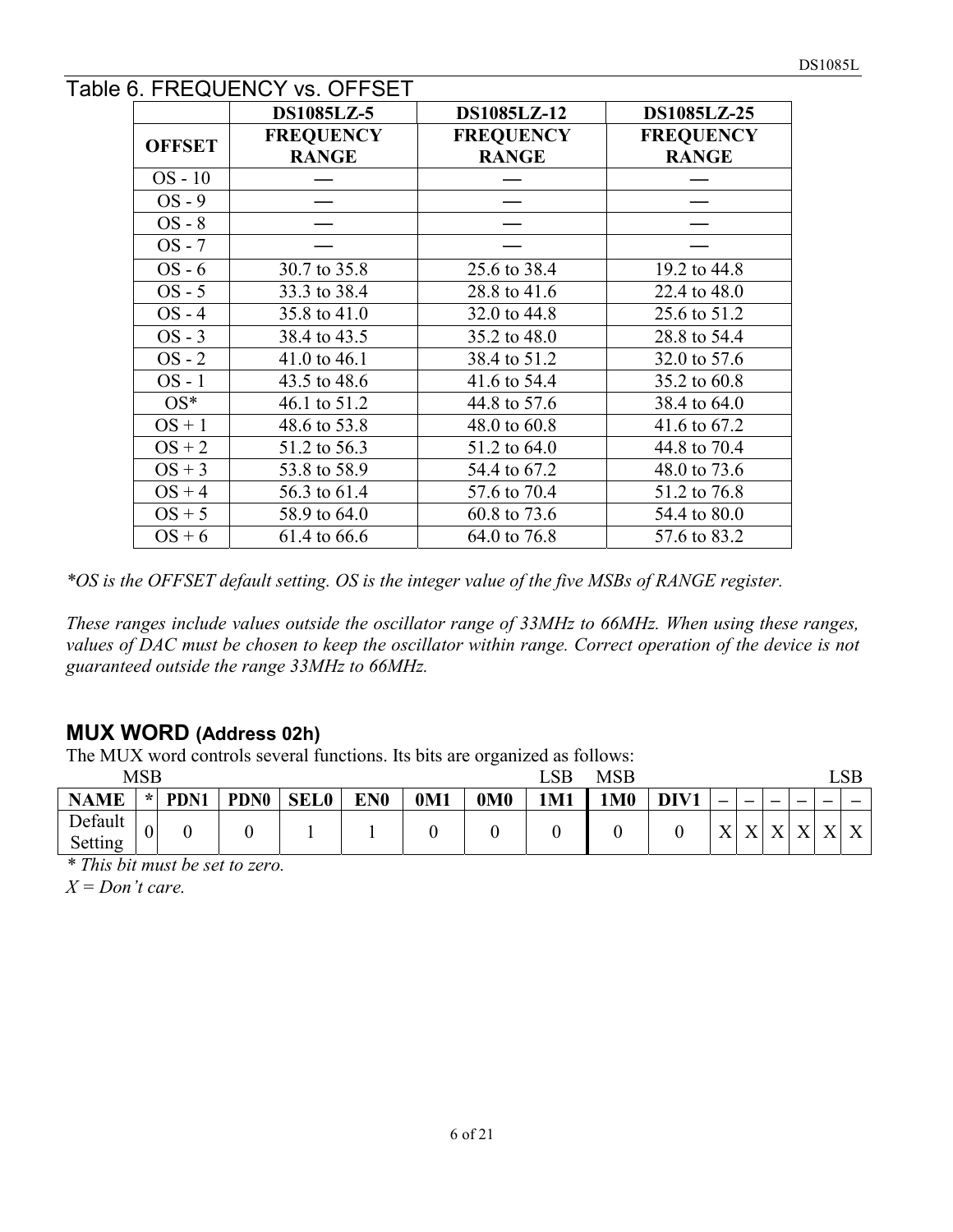## Table 6. FREQUENCY vs. OFFSET

| | DS1085LZ-5 | DS1085LZ-12 | DS1085LZ-25 |
|---|---|---|---|
| **OFFSET** | **FREQUENCY RANGE** | **FREQUENCY RANGE** | **FREQUENCY RANGE** |
| OS - 10 | — | — | — |
| OS - 9 | — | — | — |
| OS - 8 | — | — | — |
| OS - 7 | — | — | — |
| OS - 6 | 30.7 to 35.8 | 25.6 to 38.4 | 19.2 to 44.8 |
| OS - 5 | 33.3 to 38.4 | 28.8 to 41.6 | 22.4 to 48.0 |
| OS - 4 | 35.8 to 41.0 | 32.0 to 44.8 | 25.6 to 51.2 |
| OS - 3 | 38.4 to 43.5 | 35.2 to 48.0 | 28.8 to 54.4 |
| OS - 2 | 41.0 to 46.1 | 38.4 to 51.2 | 32.0 to 57.6 |
| OS - 1 | 43.5 to 48.6 | 41.6 to 54.4 | 35.2 to 60.8 |
| OS* | 46.1 to 51.2 | 44.8 to 57.6 | 38.4 to 64.0 |
| OS + 1 | 48.6 to 53.8 | 48.0 to 60.8 | 41.6 to 67.2 |
| OS + 2 | 51.2 to 56.3 | 51.2 to 64.0 | 44.8 to 70.4 |
| OS + 3 | 53.8 to 58.9 | 54.4 to 67.2 | 48.0 to 73.6 |
| OS + 4 | 56.3 to 61.4 | 57.6 to 70.4 | 51.2 to 76.8 |
| OS + 5 | 58.9 to 64.0 | 60.8 to 73.6 | 54.4 to 80.0 |
| OS + 6 | 61.4 to 66.6 | 64.0 to 76.8 | 57.6 to 83.2 |

*\*OS is the OFFSET default setting. OS is the integer value of the five MSBs of RANGE register.*

*These ranges include values outside the oscillator range of 33MHz to 66MHz. When using these ranges, values of DAC must be chosen to keep the oscillator within range. Correct operation of the device is not guaranteed outside the range 33MHz to 66MHz.*

## MUX WORD (Address 02h)

The MUX word controls several functions. Its bits are organized as follows:

| | MSB | | | | | | | LSB | MSB | | | | | | | LSB |
|---|---|---|---|---|---|---|---|---|---|---|---|---|---|---|---|---|
| **NAME** | **\*** | **PDN1** | **PDN0** | **SEL0** | **EN0** | **0M1** | **0M0** | **1M1** | **1M0** | **DIV1** | **–** | **–** | **–** | **–** | **–** | **–** |
| Default Setting | 0 | 0 | 0 | 1 | 1 | 0 | 0 | 0 | 0 | 0 | X | X | X | X | X | X |

*\* This bit must be set to zero.*

*X = Don't care.*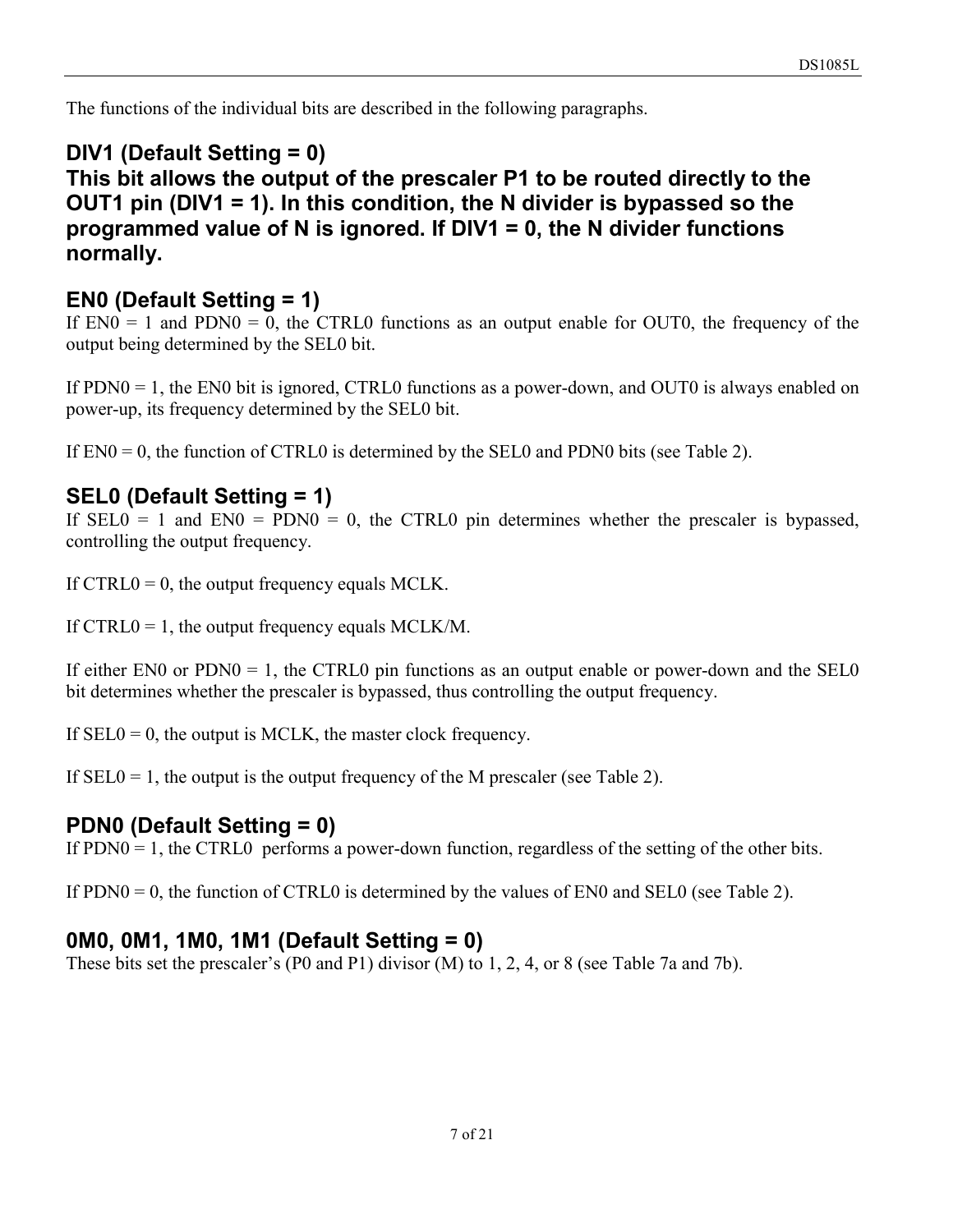The functions of the individual bits are described in the following paragraphs.

## DIV1 (Default Setting = 0)

## This bit allows the output of the prescaler P1 to be routed directly to the OUT1 pin (DIV1 = 1). In this condition, the N divider is bypassed so the programmed value of N is ignored. If DIV1 = 0, the N divider functions normally.

## EN0 (Default Setting = 1)

If EN0 = 1 and PDN0 = 0, the CTRL0 functions as an output enable for OUT0, the frequency of the output being determined by the SEL0 bit.

If PDN0 = 1, the EN0 bit is ignored, CTRL0 functions as a power-down, and OUT0 is always enabled on power-up, its frequency determined by the SEL0 bit.

If EN0 = 0, the function of CTRL0 is determined by the SEL0 and PDN0 bits (see Table 2).

## SEL0 (Default Setting = 1)

If SEL0 = 1 and EN0 = PDN0 = 0, the CTRL0 pin determines whether the prescaler is bypassed, controlling the output frequency.

If CTRL0 = 0, the output frequency equals MCLK.

If CTRL0 = 1, the output frequency equals MCLK/M.

If either EN0 or PDN0 = 1, the CTRL0 pin functions as an output enable or power-down and the SEL0 bit determines whether the prescaler is bypassed, thus controlling the output frequency.

If SEL0 = 0, the output is MCLK, the master clock frequency.

If SEL0 = 1, the output is the output frequency of the M prescaler (see Table 2).

## PDN0 (Default Setting = 0)

If PDN0 = 1, the CTRL0 performs a power-down function, regardless of the setting of the other bits.

If PDN0 = 0, the function of CTRL0 is determined by the values of EN0 and SEL0 (see Table 2).

## 0M0, 0M1, 1M0, 1M1 (Default Setting = 0)

These bits set the prescaler's (P0 and P1) divisor (M) to 1, 2, 4, or 8 (see Table 7a and 7b).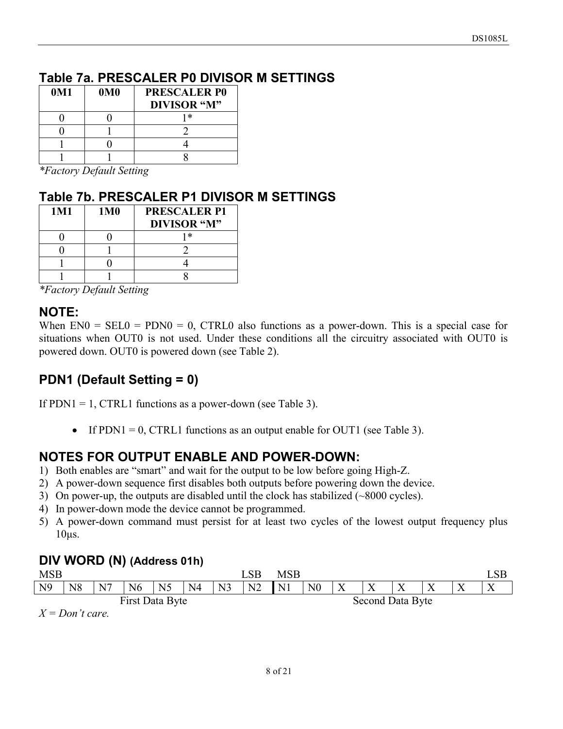## Table 7a. PRESCALER P0 DIVISOR M SETTINGS

| 0M1 | 0M0 | PRESCALER P0 DIVISOR "M" |
|---|---|---|
| 0 | 0 | 1* |
| 0 | 1 | 2 |
| 1 | 0 | 4 |
| 1 | 1 | 8 |

*\*Factory Default Setting*

## Table 7b. PRESCALER P1 DIVISOR M SETTINGS

| 1M1 | 1M0 | PRESCALER P1 DIVISOR "M" |
|---|---|---|
| 0 | 0 | 1* |
| 0 | 1 | 2 |
| 1 | 0 | 4 |
| 1 | 1 | 8 |

*\*Factory Default Setting*

## NOTE:

When EN0 = SEL0 = PDN0 = 0, CTRL0 also functions as a power-down. This is a special case for situations when OUT0 is not used. Under these conditions all the circuitry associated with OUT0 is powered down. OUT0 is powered down (see Table 2).

## PDN1 (Default Setting = 0)

If PDN1 = 1, CTRL1 functions as a power-down (see Table 3).

- If PDN1 = 0, CTRL1 functions as an output enable for OUT1 (see Table 3).

## NOTES FOR OUTPUT ENABLE AND POWER-DOWN:

1) Both enables are "smart" and wait for the output to be low before going High-Z.
2) A power-down sequence first disables both outputs before powering down the device.
3) On power-up, the outputs are disabled until the clock has stabilized (~8000 cycles).
4) In power-down mode the device cannot be programmed.
5) A power-down command must persist for at least two cycles of the lowest output frequency plus 10µs.

## DIV WORD (N) (Address 01h)

| MSB | | | | | | | LSB | MSB | | | | | | | LSB |
|---|---|---|---|---|---|---|---|---|---|---|---|---|---|---|---|
| N9 | N8 | N7 | N6 | N5 | N4 | N3 | N2 | N1 | N0 | X | X | X | X | X | X |
| First Data Byte | | | | | | | | Second Data Byte | | | | | | | |

*X = Don't care.*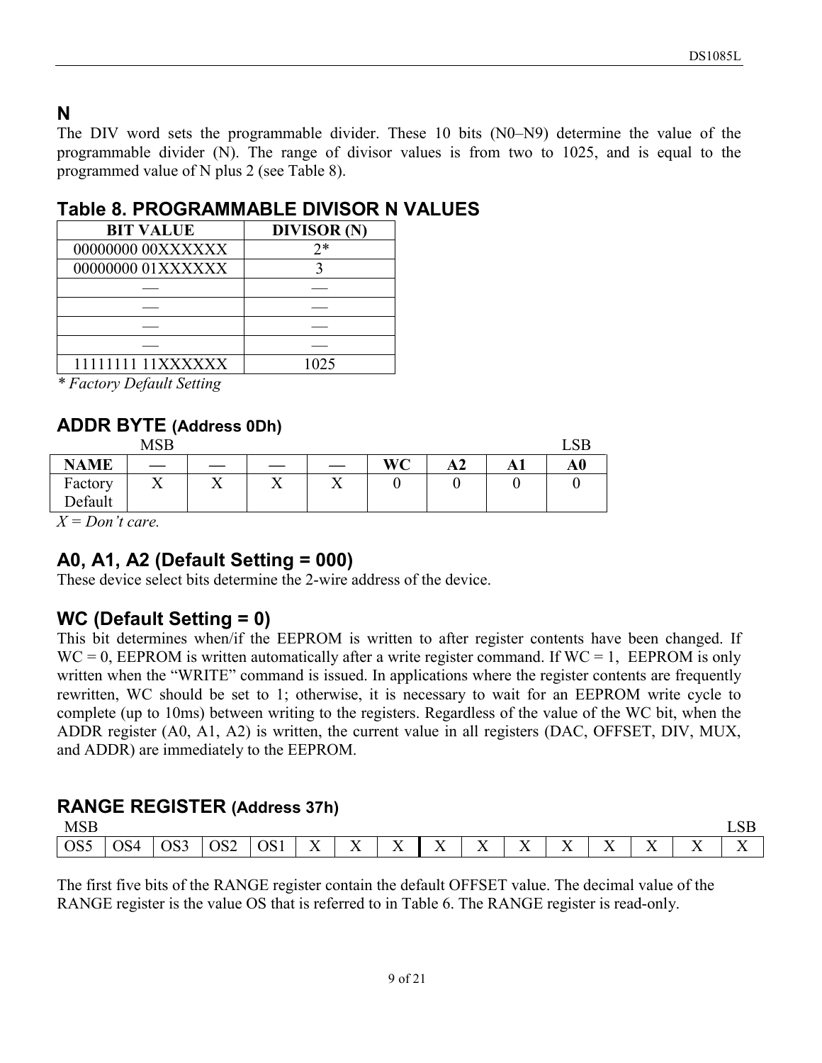## N

The DIV word sets the programmable divider. These 10 bits (N0–N9) determine the value of the programmable divider (N). The range of divisor values is from two to 1025, and is equal to the programmed value of N plus 2 (see Table 8).

### Table 8. PROGRAMMABLE DIVISOR N VALUES

| BIT VALUE | DIVISOR (N) |
|---|---|
| 00000000 00XXXXXX | 2* |
| 00000000 01XXXXXX | 3 |
| — | — |
| — | — |
| — | — |
| — | — |
| 11111111 11XXXXXX | 1025 |

*\* Factory Default Setting*

## ADDR BYTE (Address 0Dh)

| | MSB | | | | | | | LSB |
|---|---|---|---|---|---|---|---|---|
| **NAME** | **—** | **—** | **—** | **—** | **WC** | **A2** | **A1** | **A0** |
| Factory Default | X | X | X | X | 0 | 0 | 0 | 0 |

*X = Don't care.*

## A0, A1, A2 (Default Setting = 000)

These device select bits determine the 2-wire address of the device.

## WC (Default Setting = 0)

This bit determines when/if the EEPROM is written to after register contents have been changed. If WC = 0, EEPROM is written automatically after a write register command. If WC = 1, EEPROM is only written when the "WRITE" command is issued. In applications where the register contents are frequently rewritten, WC should be set to 1; otherwise, it is necessary to wait for an EEPROM write cycle to complete (up to 10ms) between writing to the registers. Regardless of the value of the WC bit, when the ADDR register (A0, A1, A2) is written, the current value in all registers (DAC, OFFSET, DIV, MUX, and ADDR) are immediately to the EEPROM.

## RANGE REGISTER (Address 37h)

| MSB | | | | | | | | | | | | | | | LSB |
|---|---|---|---|---|---|---|---|---|---|---|---|---|---|---|---|
| OS5 | OS4 | OS3 | OS2 | OS1 | X | X | X | X | X | X | X | X | X | X | X |

The first five bits of the RANGE register contain the default OFFSET value. The decimal value of the RANGE register is the value OS that is referred to in Table 6. The RANGE register is read-only.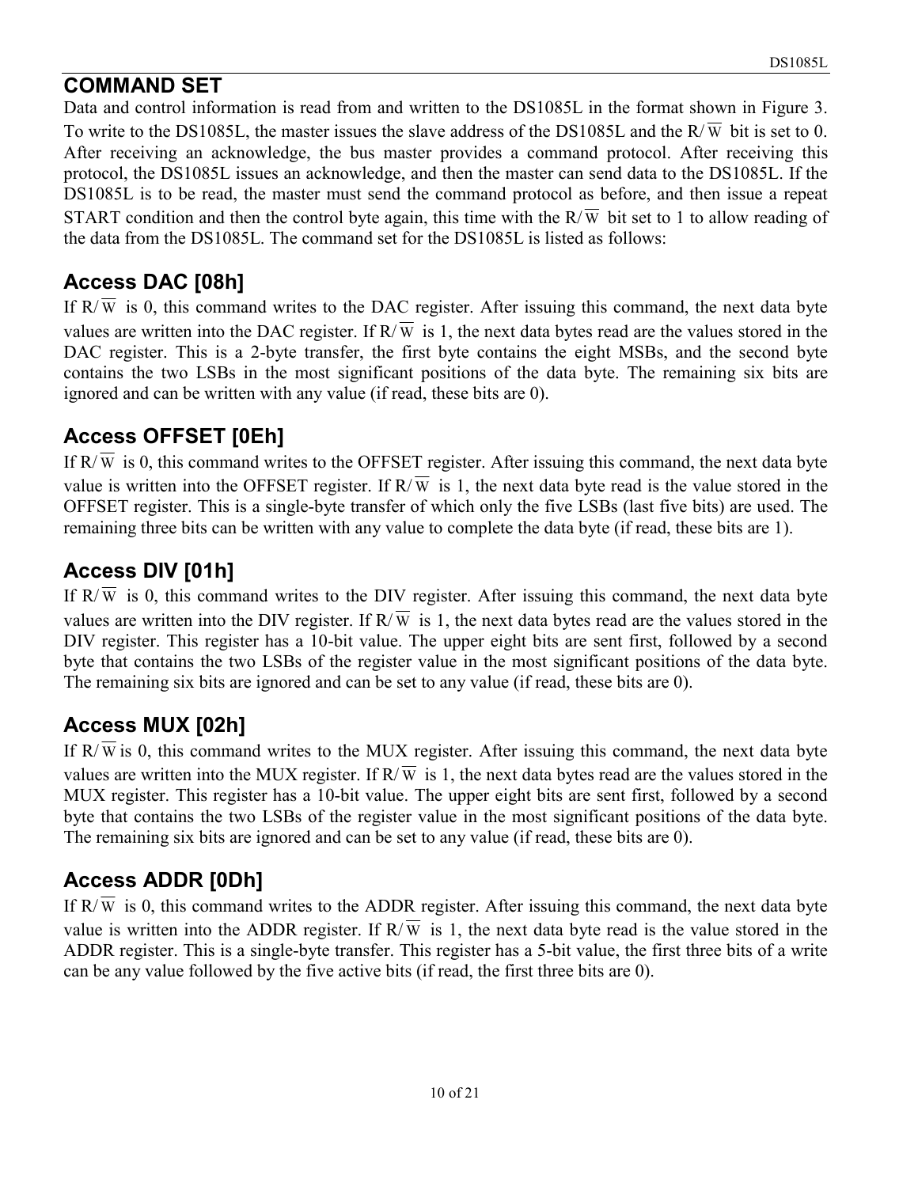## COMMAND SET

Data and control information is read from and written to the DS1085L in the format shown in Figure 3. To write to the DS1085L, the master issues the slave address of the DS1085L and the R/$\overline{W}$ bit is set to 0. After receiving an acknowledge, the bus master provides a command protocol. After receiving this protocol, the DS1085L issues an acknowledge, and then the master can send data to the DS1085L. If the DS1085L is to be read, the master must send the command protocol as before, and then issue a repeat START condition and then the control byte again, this time with the R/$\overline{W}$ bit set to 1 to allow reading of the data from the DS1085L. The command set for the DS1085L is listed as follows:

### Access DAC [08h]

If R/$\overline{W}$ is 0, this command writes to the DAC register. After issuing this command, the next data byte values are written into the DAC register. If R/$\overline{W}$ is 1, the next data bytes read are the values stored in the DAC register. This is a 2-byte transfer, the first byte contains the eight MSBs, and the second byte contains the two LSBs in the most significant positions of the data byte. The remaining six bits are ignored and can be written with any value (if read, these bits are 0).

### Access OFFSET [0Eh]

If R/$\overline{W}$ is 0, this command writes to the OFFSET register. After issuing this command, the next data byte value is written into the OFFSET register. If R/$\overline{W}$ is 1, the next data byte read is the value stored in the OFFSET register. This is a single-byte transfer of which only the five LSBs (last five bits) are used. The remaining three bits can be written with any value to complete the data byte (if read, these bits are 1).

### Access DIV [01h]

If R/$\overline{W}$ is 0, this command writes to the DIV register. After issuing this command, the next data byte values are written into the DIV register. If R/$\overline{W}$ is 1, the next data bytes read are the values stored in the DIV register. This register has a 10-bit value. The upper eight bits are sent first, followed by a second byte that contains the two LSBs of the register value in the most significant positions of the data byte. The remaining six bits are ignored and can be set to any value (if read, these bits are 0).

### Access MUX [02h]

If R/$\overline{W}$ is 0, this command writes to the MUX register. After issuing this command, the next data byte values are written into the MUX register. If R/$\overline{W}$ is 1, the next data bytes read are the values stored in the MUX register. This register has a 10-bit value. The upper eight bits are sent first, followed by a second byte that contains the two LSBs of the register value in the most significant positions of the data byte. The remaining six bits are ignored and can be set to any value (if read, these bits are 0).

### Access ADDR [0Dh]

If R/$\overline{W}$ is 0, this command writes to the ADDR register. After issuing this command, the next data byte value is written into the ADDR register. If R/$\overline{W}$ is 1, the next data byte read is the value stored in the ADDR register. This is a single-byte transfer. This register has a 5-bit value, the first three bits of a write can be any value followed by the five active bits (if read, the first three bits are 0).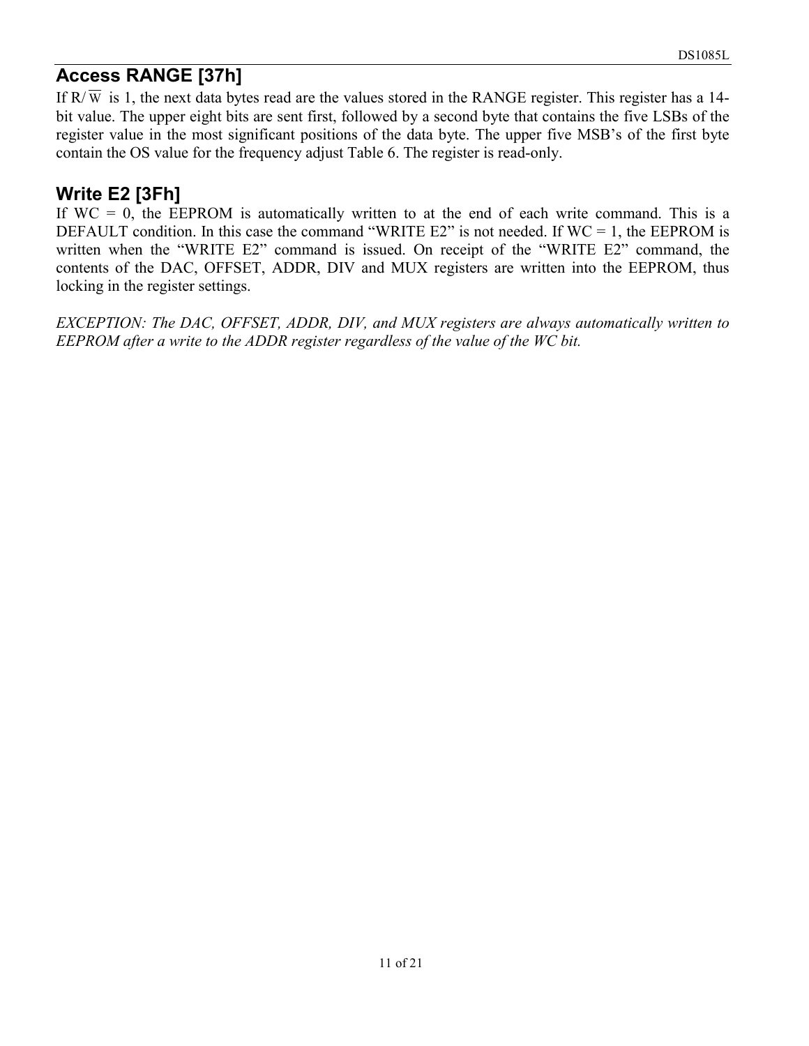## Access RANGE [37h]

If R/$\overline{\text{W}}$ is 1, the next data bytes read are the values stored in the RANGE register. This register has a 14-bit value. The upper eight bits are sent first, followed by a second byte that contains the five LSBs of the register value in the most significant positions of the data byte. The upper five MSB's of the first byte contain the OS value for the frequency adjust Table 6. The register is read-only.

## Write E2 [3Fh]

If WC = 0, the EEPROM is automatically written to at the end of each write command. This is a DEFAULT condition. In this case the command "WRITE E2" is not needed. If WC = 1, the EEPROM is written when the "WRITE E2" command is issued. On receipt of the "WRITE E2" command, the contents of the DAC, OFFSET, ADDR, DIV and MUX registers are written into the EEPROM, thus locking in the register settings.

*EXCEPTION: The DAC, OFFSET, ADDR, DIV, and MUX registers are always automatically written to EEPROM after a write to the ADDR register regardless of the value of the WC bit.*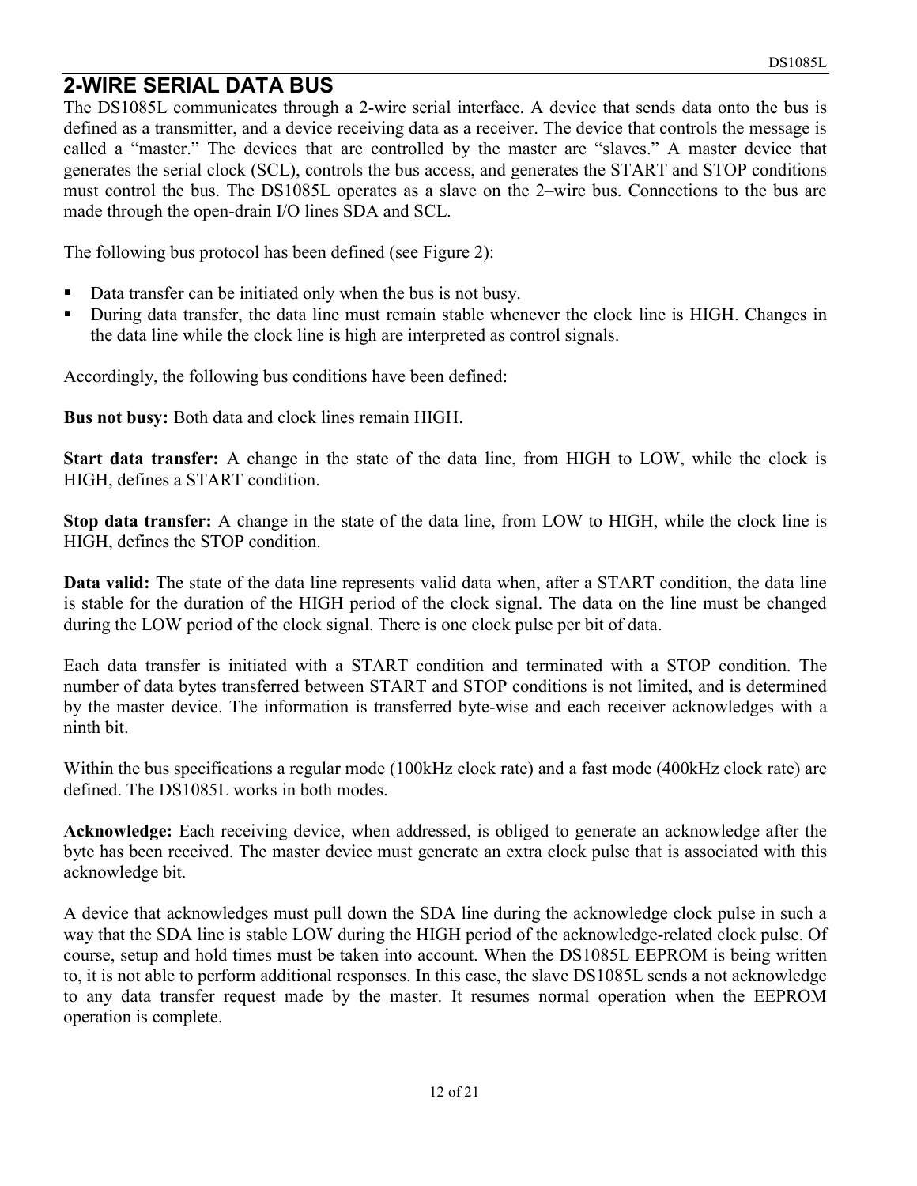## 2-WIRE SERIAL DATA BUS

The DS1085L communicates through a 2-wire serial interface. A device that sends data onto the bus is defined as a transmitter, and a device receiving data as a receiver. The device that controls the message is called a "master." The devices that are controlled by the master are "slaves." A master device that generates the serial clock (SCL), controls the bus access, and generates the START and STOP conditions must control the bus. The DS1085L operates as a slave on the 2–wire bus. Connections to the bus are made through the open-drain I/O lines SDA and SCL.

The following bus protocol has been defined (see Figure 2):

- Data transfer can be initiated only when the bus is not busy.
- During data transfer, the data line must remain stable whenever the clock line is HIGH. Changes in the data line while the clock line is high are interpreted as control signals.

Accordingly, the following bus conditions have been defined:

**Bus not busy:** Both data and clock lines remain HIGH.

**Start data transfer:** A change in the state of the data line, from HIGH to LOW, while the clock is HIGH, defines a START condition.

**Stop data transfer:** A change in the state of the data line, from LOW to HIGH, while the clock line is HIGH, defines the STOP condition.

**Data valid:** The state of the data line represents valid data when, after a START condition, the data line is stable for the duration of the HIGH period of the clock signal. The data on the line must be changed during the LOW period of the clock signal. There is one clock pulse per bit of data.

Each data transfer is initiated with a START condition and terminated with a STOP condition. The number of data bytes transferred between START and STOP conditions is not limited, and is determined by the master device. The information is transferred byte-wise and each receiver acknowledges with a ninth bit.

Within the bus specifications a regular mode (100kHz clock rate) and a fast mode (400kHz clock rate) are defined. The DS1085L works in both modes.

**Acknowledge:** Each receiving device, when addressed, is obliged to generate an acknowledge after the byte has been received. The master device must generate an extra clock pulse that is associated with this acknowledge bit.

A device that acknowledges must pull down the SDA line during the acknowledge clock pulse in such a way that the SDA line is stable LOW during the HIGH period of the acknowledge-related clock pulse. Of course, setup and hold times must be taken into account. When the DS1085L EEPROM is being written to, it is not able to perform additional responses. In this case, the slave DS1085L sends a not acknowledge to any data transfer request made by the master. It resumes normal operation when the EEPROM operation is complete.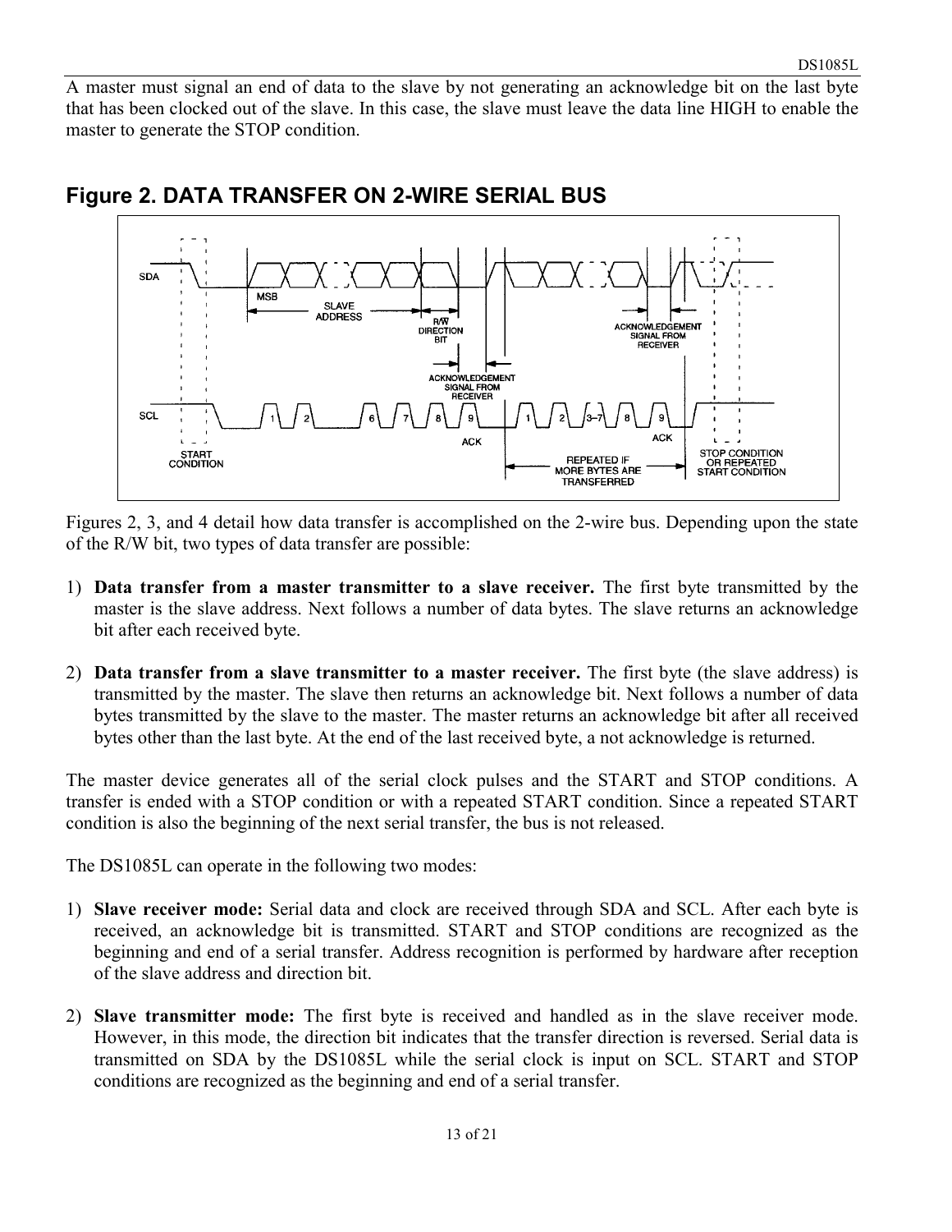A master must signal an end of data to the slave by not generating an acknowledge bit on the last byte that has been clocked out of the slave. In this case, the slave must leave the data line HIGH to enable the master to generate the STOP condition.

## Figure 2. DATA TRANSFER ON 2-WIRE SERIAL BUS

Figures 2, 3, and 4 detail how data transfer is accomplished on the 2-wire bus. Depending upon the state of the R/W bit, two types of data transfer are possible:

1) **Data transfer from a master transmitter to a slave receiver.** The first byte transmitted by the master is the slave address. Next follows a number of data bytes. The slave returns an acknowledge bit after each received byte.

2) **Data transfer from a slave transmitter to a master receiver.** The first byte (the slave address) is transmitted by the master. The slave then returns an acknowledge bit. Next follows a number of data bytes transmitted by the slave to the master. The master returns an acknowledge bit after all received bytes other than the last byte. At the end of the last received byte, a not acknowledge is returned.

The master device generates all of the serial clock pulses and the START and STOP conditions. A transfer is ended with a STOP condition or with a repeated START condition. Since a repeated START condition is also the beginning of the next serial transfer, the bus is not released.

The DS1085L can operate in the following two modes:

1) **Slave receiver mode:** Serial data and clock are received through SDA and SCL. After each byte is received, an acknowledge bit is transmitted. START and STOP conditions are recognized as the beginning and end of a serial transfer. Address recognition is performed by hardware after reception of the slave address and direction bit.

2) **Slave transmitter mode:** The first byte is received and handled as in the slave receiver mode. However, in this mode, the direction bit indicates that the transfer direction is reversed. Serial data is transmitted on SDA by the DS1085L while the serial clock is input on SCL. START and STOP conditions are recognized as the beginning and end of a serial transfer.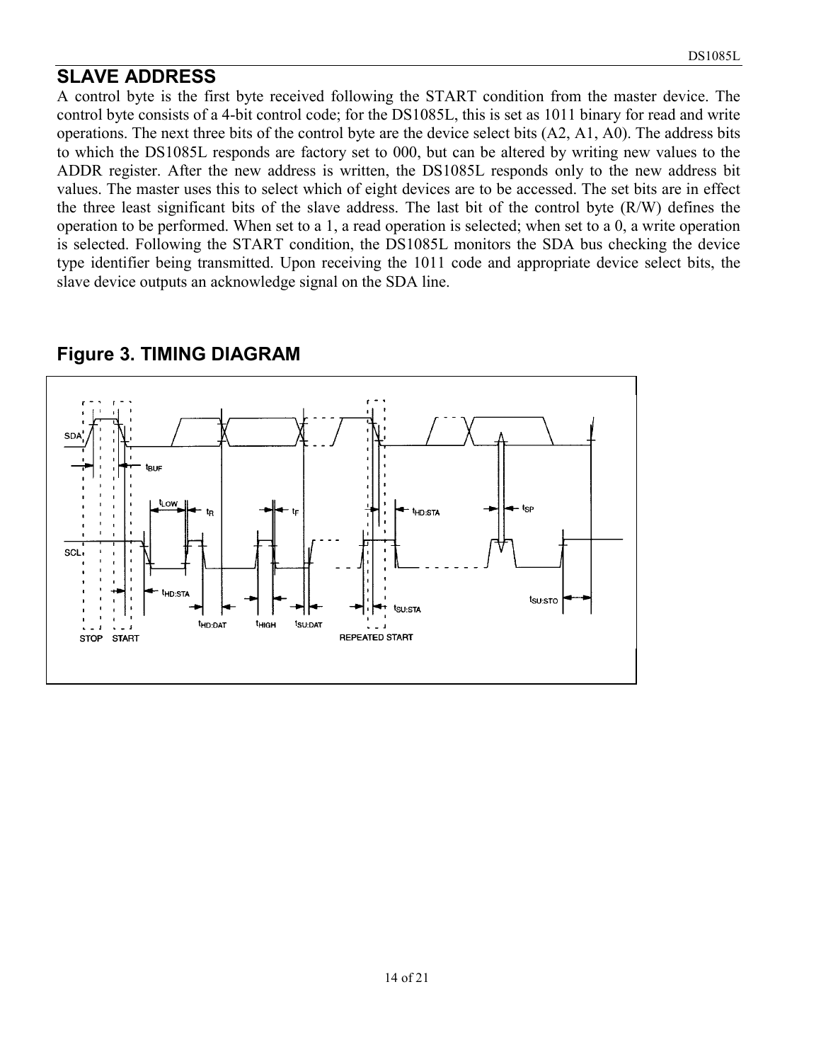## SLAVE ADDRESS

A control byte is the first byte received following the START condition from the master device. The control byte consists of a 4-bit control code; for the DS1085L, this is set as 1011 binary for read and write operations. The next three bits of the control byte are the device select bits (A2, A1, A0). The address bits to which the DS1085L responds are factory set to 000, but can be altered by writing new values to the ADDR register. After the new address is written, the DS1085L responds only to the new address bit values. The master uses this to select which of eight devices are to be accessed. The set bits are in effect the three least significant bits of the slave address. The last bit of the control byte (R/W) defines the operation to be performed. When set to a 1, a read operation is selected; when set to a 0, a write operation is selected. Following the START condition, the DS1085L monitors the SDA bus checking the device type identifier being transmitted. Upon receiving the 1011 code and appropriate device select bits, the slave device outputs an acknowledge signal on the SDA line.

## Figure 3. TIMING DIAGRAM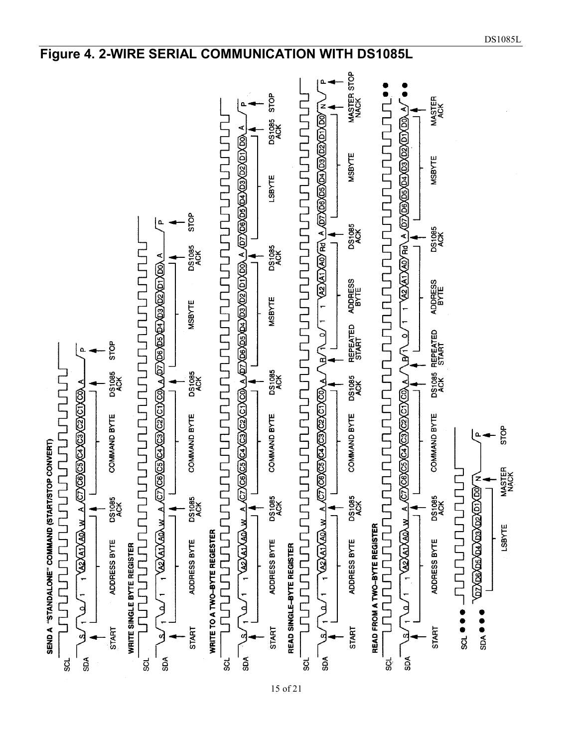# Figure 4. 2-WIRE SERIAL COMMUNICATION WITH DS1085L

SEND A "STANDALONE" COMMAND (START/STOP CONVERT)

SCL

SDA S 1 0 1 1 A2 A1 A0 W A C7 C6 C5 C4 C3 C2 C1 C0 A P

START ADDRESS BYTE DS1085 ACK COMMAND BYTE DS1085 ACK STOP

WRITE SINGLE BYTE REGISTER

SCL

SDA S 1 0 1 1 A2 A1 A0 W A C7 C6 C5 C4 C3 C2 C1 C0 A D7 D6 D5 D4 D3 D2 D1 D0 A P

START ADDRESS BYTE DS1085 ACK COMMAND BYTE DS1085 ACK MSBYTE DS1085 ACK STOP

WRITE TO A TWO-BYTE REGESTER

SCL

SDA S 1 0 1 1 A2 A1 A0 W A C7 C6 C5 C4 C3 C2 C1 C0 A D7 D6 D5 D4 D3 D2 D1 D0 A D7 D6 D5 D4 D3 D2 D1 D0 A P

START ADDRESS BYTE DS1085 ACK COMMAND BYTE DS1085 ACK MSBYTE DS1085 ACK LSBYTE DS1085 ACK STOP

READ SINGLE-BYTE REGISTER

SCL

SDA S 1 0 1 1 A2 A1 A0 W A C7 C6 C5 C4 C3 C2 C1 C0 A R 1 0 1 1 A2 A1 A0 Rd A D7 D6 D5 D4 D3 D2 D1 D0 N P

START ADDRESS BYTE DS1085 ACK COMMAND BYTE DS1085 ACK REPEATED START ADDRESS BYTE DS1085 ACK MSBYTE MASTER NACK STOP

READ FROM A TWO-BYTE REGISTER

SCL

SDA S 1 0 1 1 A2 A1 A0 W A C7 C6 C5 C4 C3 C2 C1 C0 A R 1 0 1 1 A2 A1 A0 Rd A D7 D6 D5 D4 D3 D2 D1 D0 A ● ●

START ADDRESS BYTE DS1085 ACK COMMAND BYTE DS1085 ACK REPEATED START ADDRESS BYTE DS1085 ACK MSBYTE MASTER ACK

SCL ● ● ●

SDA ● ● ● D7 D6 D5 D4 D3 D2 D1 D0 N P

LSBYTE MASTER NACK STOP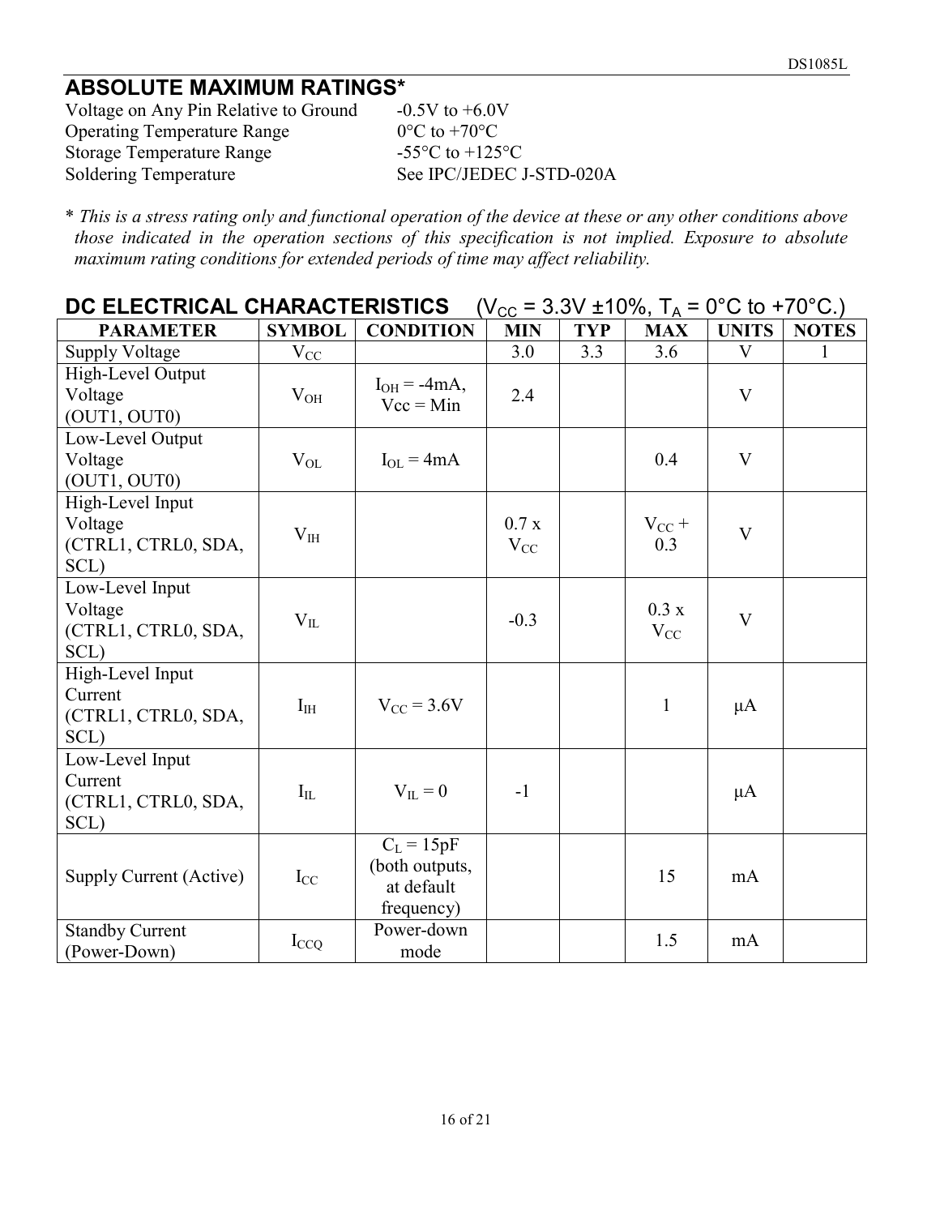## ABSOLUTE MAXIMUM RATINGS*

| | |
|---|---|
| Voltage on Any Pin Relative to Ground | -0.5V to +6.0V |
| Operating Temperature Range | 0°C to +70°C |
| Storage Temperature Range | -55°C to +125°C |
| Soldering Temperature | See IPC/JEDEC J-STD-020A |

\* *This is a stress rating only and functional operation of the device at these or any other conditions above those indicated in the operation sections of this specification is not implied. Exposure to absolute maximum rating conditions for extended periods of time may affect reliability.*

## DC ELECTRICAL CHARACTERISTICS ($V_{CC}$ = 3.3V ±10%, $T_A$ = 0°C to +70°C.)

| PARAMETER | SYMBOL | CONDITION | MIN | TYP | MAX | UNITS | NOTES |
|---|---|---|---|---|---|---|---|
| Supply Voltage | $V_{CC}$ | | 3.0 | 3.3 | 3.6 | V | 1 |
| High-Level Output Voltage (OUT1, OUT0) | $V_{OH}$ | $I_{OH}$ = -4mA, Vcc = Min | 2.4 | | | V | |
| Low-Level Output Voltage (OUT1, OUT0) | $V_{OL}$ | $I_{OL}$ = 4mA | | | 0.4 | V | |
| High-Level Input Voltage (CTRL1, CTRL0, SDA, SCL) | $V_{IH}$ | | 0.7 x $V_{CC}$ | | $V_{CC}$ + 0.3 | V | |
| Low-Level Input Voltage (CTRL1, CTRL0, SDA, SCL) | $V_{IL}$ | | -0.3 | | 0.3 x $V_{CC}$ | V | |
| High-Level Input Current (CTRL1, CTRL0, SDA, SCL) | $I_{IH}$ | $V_{CC}$ = 3.6V | | | 1 | µA | |
| Low-Level Input Current (CTRL1, CTRL0, SDA, SCL) | $I_{IL}$ | $V_{IL}$ = 0 | -1 | | | µA | |
| Supply Current (Active) | $I_{CC}$ | $C_L$ = 15pF (both outputs, at default frequency) | | | 15 | mA | |
| Standby Current (Power-Down) | $I_{CCQ}$ | Power-down mode | | | 1.5 | mA | |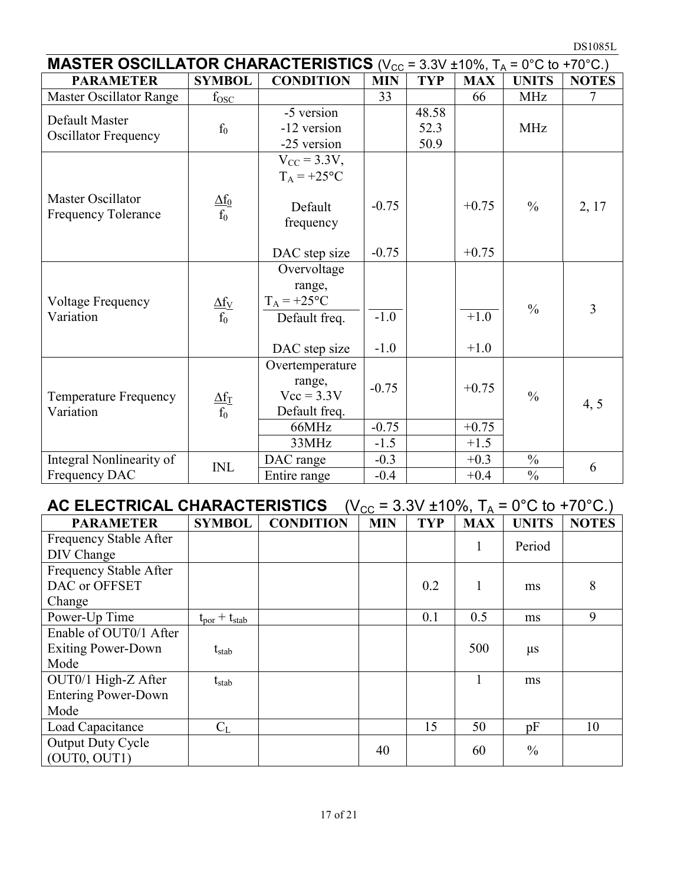## MASTER OSCILLATOR CHARACTERISTICS ($V_{CC}$ = 3.3V ±10%, $T_A$ = 0°C to +70°C.)

| PARAMETER | SYMBOL | CONDITION | MIN | TYP | MAX | UNITS | NOTES |
|---|---|---|---|---|---|---|---|
| Master Oscillator Range | $f_{OSC}$ | | 33 | | 66 | MHz | 7 |
| Default Master Oscillator Frequency | $f_0$ | -5 version<br>-12 version<br>-25 version | | 48.58<br>52.3<br>50.9 | | MHz | |
| Master Oscillator Frequency Tolerance | $\frac{\Delta f_0}{f_0}$ | $V_{CC}$ = 3.3V, $T_A$ = +25°C<br>Default frequency<br>DAC step size | -0.75<br>-0.75 | | +0.75<br>+0.75 | % | 2, 17 |
| Voltage Frequency Variation | $\frac{\Delta f_V}{f_0}$ | Overvoltage range, $T_A$ = +25°C<br>Default freq.<br>DAC step size | -1.0<br>-1.0 | | +1.0<br>+1.0 | % | 3 |
| Temperature Frequency Variation | $\frac{\Delta f_T}{f_0}$ | Overtemperature range, Vcc = 3.3V Default freq. | -0.75 | | +0.75 | % | 4, 5 |
| | | 66MHz | -0.75 | | +0.75 | | |
| | | 33MHz | -1.5 | | +1.5 | | |
| Integral Nonlinearity of Frequency DAC | INL | DAC range | -0.3 | | +0.3 | % | 6 |
| | | Entire range | -0.4 | | +0.4 | % | |

## AC ELECTRICAL CHARACTERISTICS ($V_{CC}$ = 3.3V ±10%, $T_A$ = 0°C to +70°C.)

| PARAMETER | SYMBOL | CONDITION | MIN | TYP | MAX | UNITS | NOTES |
|---|---|---|---|---|---|---|---|
| Frequency Stable After DIV Change | | | | | 1 | Period | |
| Frequency Stable After DAC or OFFSET Change | | | | 0.2 | 1 | ms | 8 |
| Power-Up Time | $t_{por} + t_{stab}$ | | | 0.1 | 0.5 | ms | 9 |
| Enable of OUT0/1 After Exiting Power-Down Mode | $t_{stab}$ | | | | 500 | µs | |
| OUT0/1 High-Z After Entering Power-Down Mode | $t_{stab}$ | | | | 1 | ms | |
| Load Capacitance | $C_L$ | | | 15 | 50 | pF | 10 |
| Output Duty Cycle (OUT0, OUT1) | | | 40 | | 60 | % | |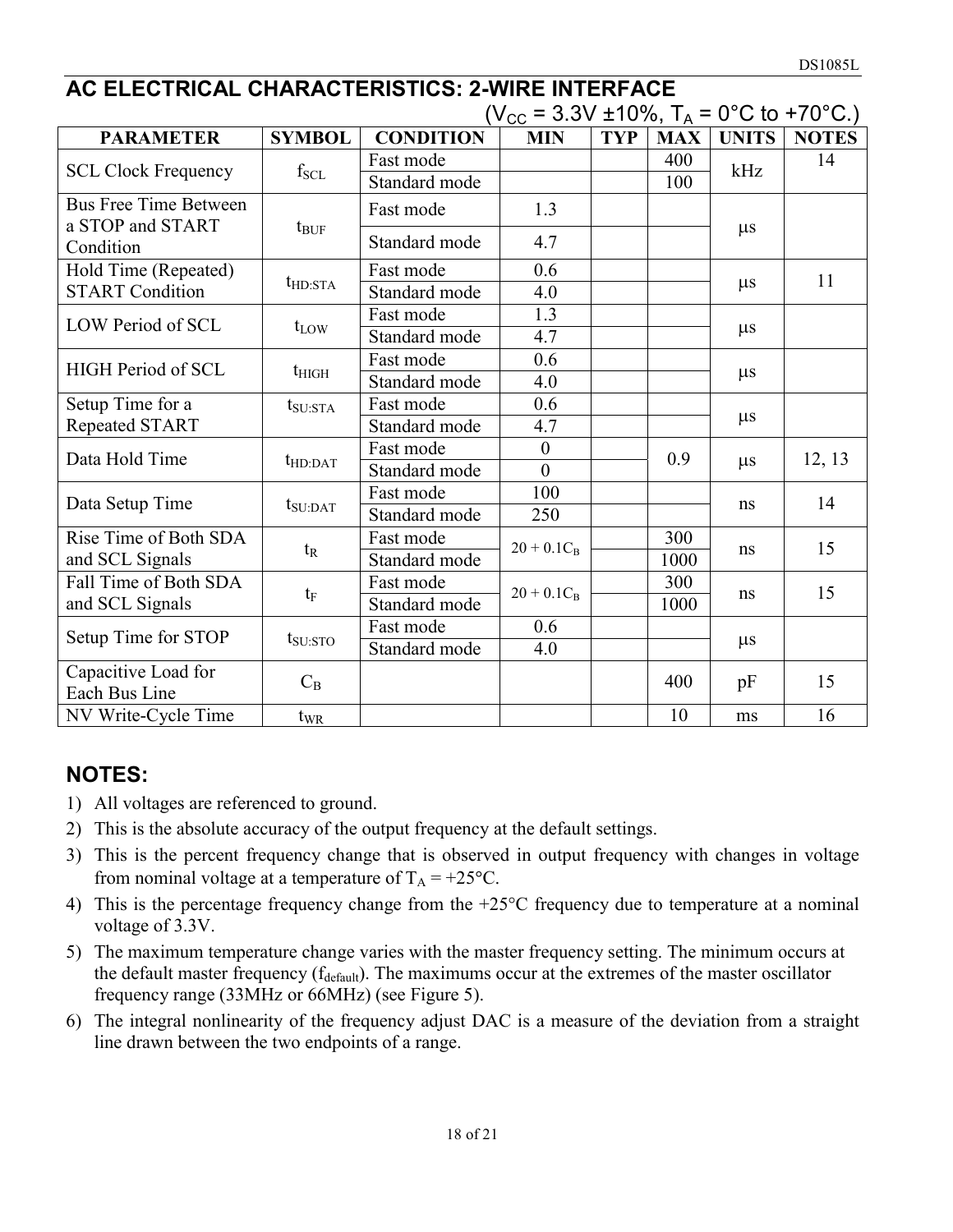## AC ELECTRICAL CHARACTERISTICS: 2-WIRE INTERFACE

($V_{CC}$ = 3.3V ±10%, $T_A$ = 0°C to +70°C.)

| PARAMETER | SYMBOL | CONDITION | MIN | TYP | MAX | UNITS | NOTES |
|---|---|---|---|---|---|---|---|
| SCL Clock Frequency | $f_{SCL}$ | Fast mode | | | 400 | kHz | 14 |
| | | Standard mode | | | 100 | | |
| Bus Free Time Between a STOP and START Condition | $t_{BUF}$ | Fast mode | 1.3 | | | µs | |
| | | Standard mode | 4.7 | | | | |
| Hold Time (Repeated) START Condition | $t_{HD:STA}$ | Fast mode | 0.6 | | | µs | 11 |
| | | Standard mode | 4.0 | | | | |
| LOW Period of SCL | $t_{LOW}$ | Fast mode | 1.3 | | | µs | |
| | | Standard mode | 4.7 | | | | |
| HIGH Period of SCL | $t_{HIGH}$ | Fast mode | 0.6 | | | µs | |
| | | Standard mode | 4.0 | | | | |
| Setup Time for a Repeated START | $t_{SU:STA}$ | Fast mode | 0.6 | | | µs | |
| | | Standard mode | 4.7 | | | | |
| Data Hold Time | $t_{HD:DAT}$ | Fast mode | 0 | | 0.9 | µs | 12, 13 |
| | | Standard mode | 0 | | | | |
| Data Setup Time | $t_{SU:DAT}$ | Fast mode | 100 | | | ns | 14 |
| | | Standard mode | 250 | | | | |
| Rise Time of Both SDA and SCL Signals | $t_R$ | Fast mode | $20 + 0.1C_B$ | | 300 | ns | 15 |
| | | Standard mode | | | 1000 | | |
| Fall Time of Both SDA and SCL Signals | $t_F$ | Fast mode | $20 + 0.1C_B$ | | 300 | ns | 15 |
| | | Standard mode | | | 1000 | | |
| Setup Time for STOP | $t_{SU:STO}$ | Fast mode | 0.6 | | | µs | |
| | | Standard mode | 4.0 | | | | |
| Capacitive Load for Each Bus Line | $C_B$ | | | | 400 | pF | 15 |
| NV Write-Cycle Time | $t_{WR}$ | | | | 10 | ms | 16 |

## NOTES:

1) All voltages are referenced to ground.
2) This is the absolute accuracy of the output frequency at the default settings.
3) This is the percent frequency change that is observed in output frequency with changes in voltage from nominal voltage at a temperature of $T_A$ = +25°C.
4) This is the percentage frequency change from the +25°C frequency due to temperature at a nominal voltage of 3.3V.
5) The maximum temperature change varies with the master frequency setting. The minimum occurs at the default master frequency ($f_{default}$). The maximums occur at the extremes of the master oscillator frequency range (33MHz or 66MHz) (see Figure 5).
6) The integral nonlinearity of the frequency adjust DAC is a measure of the deviation from a straight line drawn between the two endpoints of a range.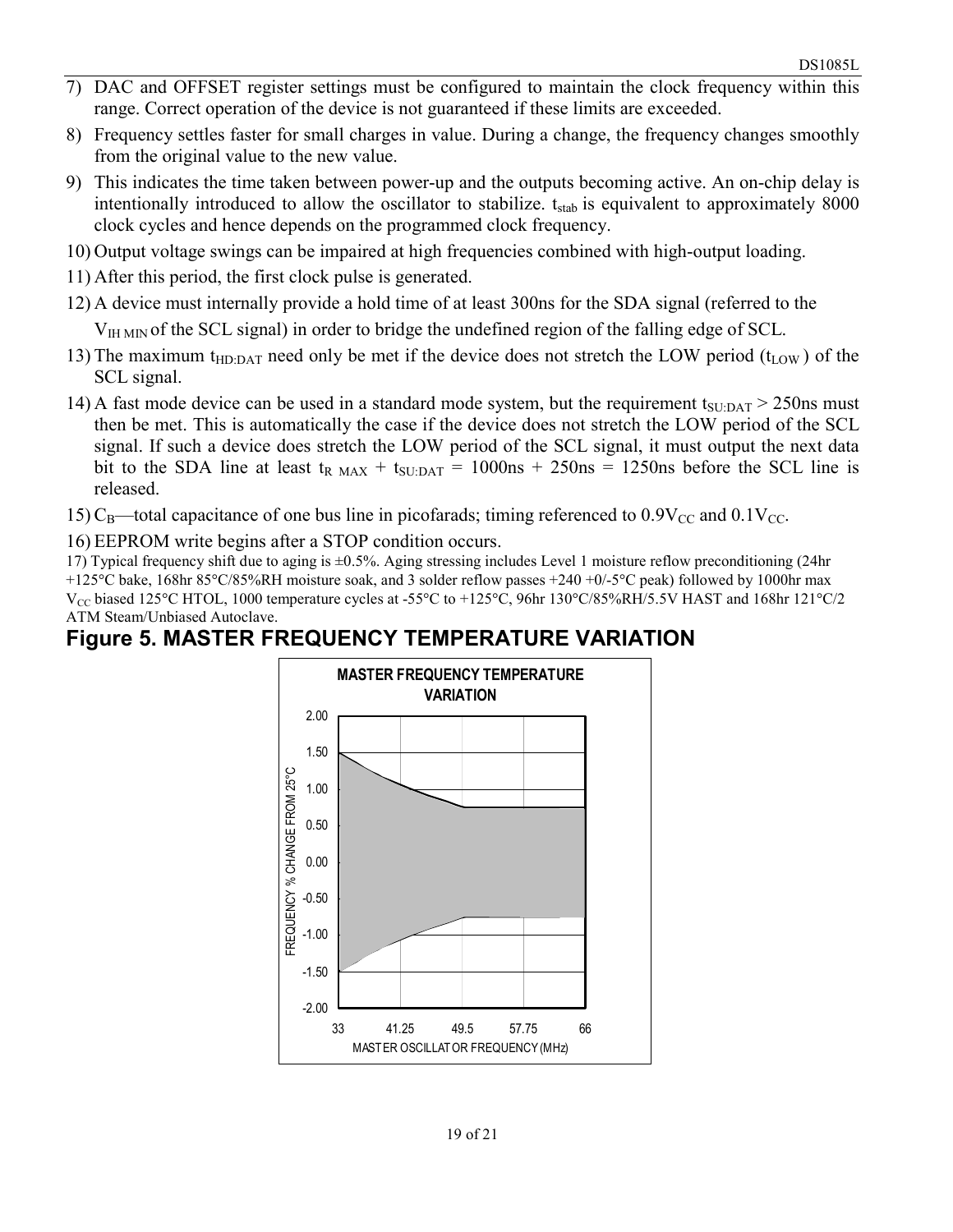7) DAC and OFFSET register settings must be configured to maintain the clock frequency within this range. Correct operation of the device is not guaranteed if these limits are exceeded.

8) Frequency settles faster for small charges in value. During a change, the frequency changes smoothly from the original value to the new value.

9) This indicates the time taken between power-up and the outputs becoming active. An on-chip delay is intentionally introduced to allow the oscillator to stabilize. $t_{stab}$ is equivalent to approximately 8000 clock cycles and hence depends on the programmed clock frequency.

10) Output voltage swings can be impaired at high frequencies combined with high-output loading.

11) After this period, the first clock pulse is generated.

12) A device must internally provide a hold time of at least 300ns for the SDA signal (referred to the $V_{IH\ MIN}$ of the SCL signal) in order to bridge the undefined region of the falling edge of SCL.

13) The maximum $t_{HD:DAT}$ need only be met if the device does not stretch the LOW period ($t_{LOW}$) of the SCL signal.

14) A fast mode device can be used in a standard mode system, but the requirement $t_{SU:DAT} > 250$ns must then be met. This is automatically the case if the device does not stretch the LOW period of the SCL signal. If such a device does stretch the LOW period of the SCL signal, it must output the next data bit to the SDA line at least $t_{R\ MAX} + t_{SU:DAT} = 1000\text{ns} + 250\text{ns} = 1250\text{ns}$ before the SCL line is released.

15) $C_B$—total capacitance of one bus line in picofarads; timing referenced to $0.9V_{CC}$ and $0.1V_{CC}$.

16) EEPROM write begins after a STOP condition occurs.

17) Typical frequency shift due to aging is ±0.5%. Aging stressing includes Level 1 moisture reflow preconditioning (24hr +125°C bake, 168hr 85°C/85%RH moisture soak, and 3 solder reflow passes +240 +0/-5°C peak) followed by 1000hr max $V_{CC}$ biased 125°C HTOL, 1000 temperature cycles at -55°C to +125°C, 96hr 130°C/85%RH/5.5V HAST and 168hr 121°C/2 ATM Steam/Unbiased Autoclave.

## Figure 5. MASTER FREQUENCY TEMPERATURE VARIATION

MASTER FREQUENCY TEMPERATURE VARIATION

FREQUENCY % CHANGE FROM 25°C

MASTER OSCILLATOR FREQUENCY (MHz)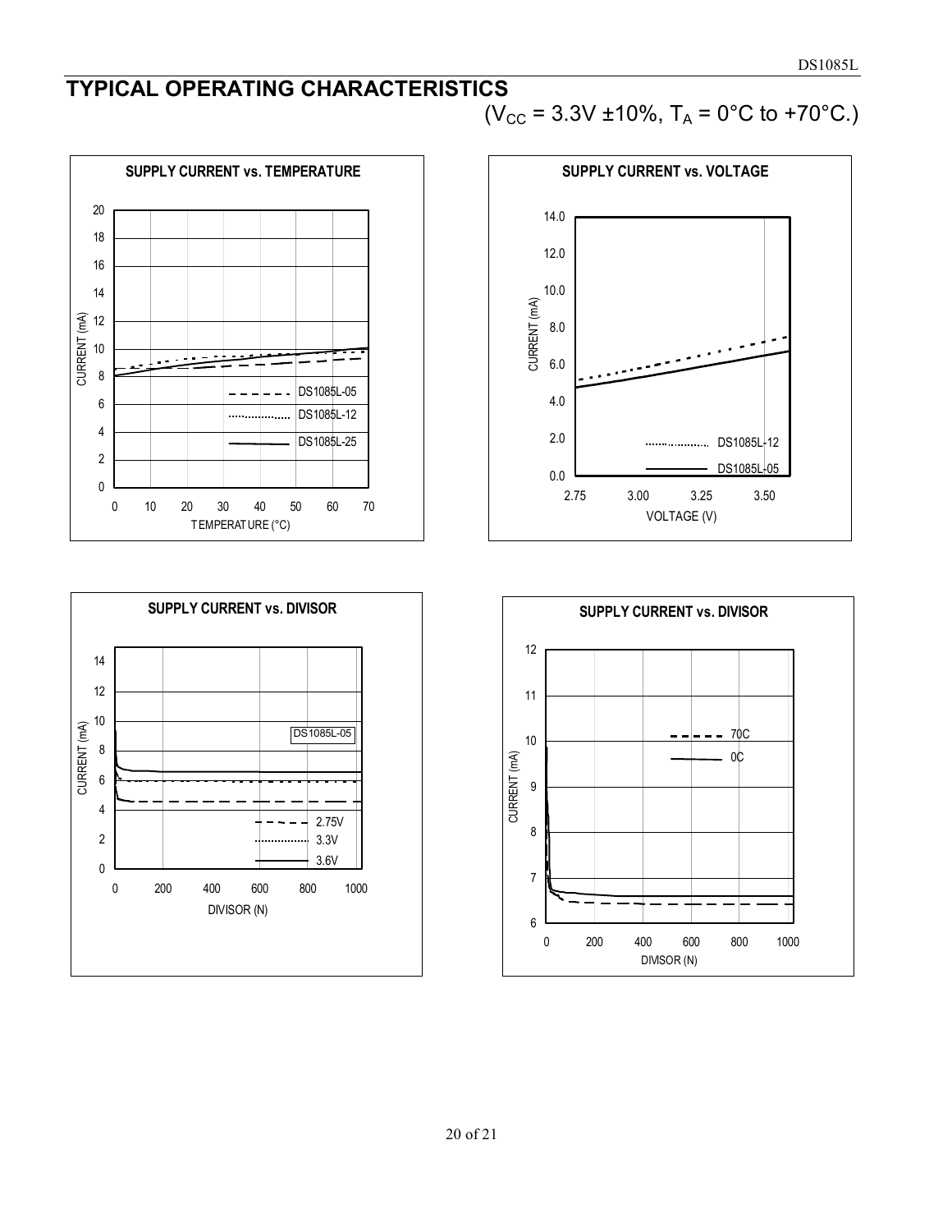## TYPICAL OPERATING CHARACTERISTICS

($V_{CC}$ = 3.3V ±10%, $T_A$ = 0°C to +70°C.)

**SUPPLY CURRENT vs. TEMPERATURE**

CURRENT (mA) vs. TEMPERATURE (°C)

DS1085L-05, DS1085L-12, DS1085L-25

**SUPPLY CURRENT vs. VOLTAGE**

CURRENT (mA) vs. VOLTAGE (V)

DS1085L-12, DS1085L-05

**SUPPLY CURRENT vs. DIVISOR**

CURRENT (mA) vs. DIVISOR (N)

DS1085L-05

2.75V, 3.3V, 3.6V

**SUPPLY CURRENT vs. DIVISOR**

CURRENT (mA) vs. DIVISOR (N)

70C, 0C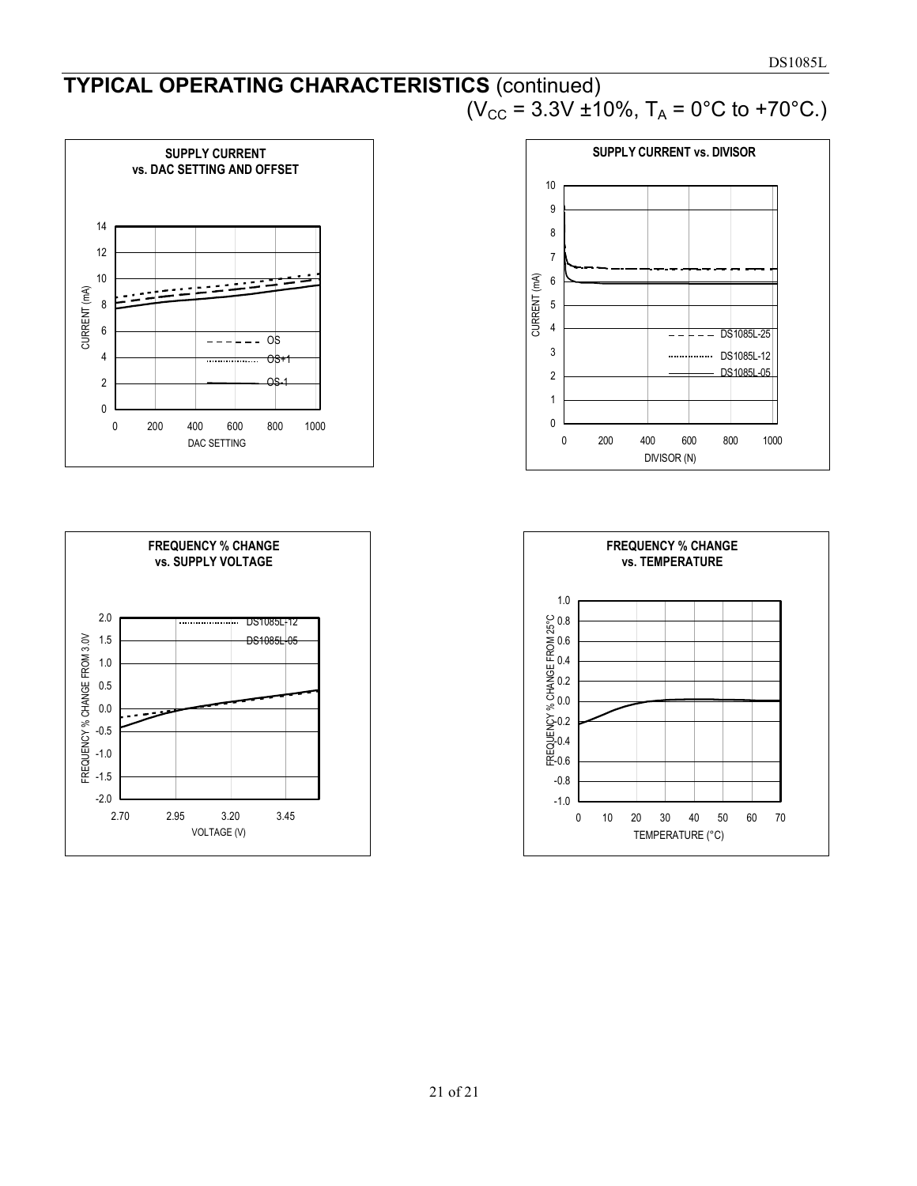## TYPICAL OPERATING CHARACTERISTICS (continued)

($V_{CC}$ = 3.3V ±10%, $T_A$ = 0°C to +70°C.)

**SUPPLY CURRENT vs. DAC SETTING AND OFFSET**

CURRENT (mA)

14
12
10
8
6
4
2
0

0 200 400 600 800 1000

DAC SETTING

OS
OS+1
OS-1

**SUPPLY CURRENT vs. DIVISOR**

CURRENT (mA)

10
9
8
7
6
5
4
3
2
1
0

0 200 400 600 800 1000

DIVISOR (N)

DS1085L-25
DS1085L-12
DS1085L-05

**FREQUENCY % CHANGE vs. SUPPLY VOLTAGE**

FREQUENCY % CHANGE FROM 3.0V

2.0
1.5
1.0
0.5
0.0
-0.5
-1.0
-1.5
-2.0

2.70 2.95 3.20 3.45

VOLTAGE (V)

DS1085L-12
DS1085L-05

**FREQUENCY % CHANGE vs. TEMPERATURE**

FREQUENCY % CHANGE FROM 25°C

1.0
0.8
0.6
0.4
0.2
0.0
-0.2
-0.4
-0.6
-0.8
-1.0

0 10 20 30 40 50 60 70

TEMPERATURE (°C)